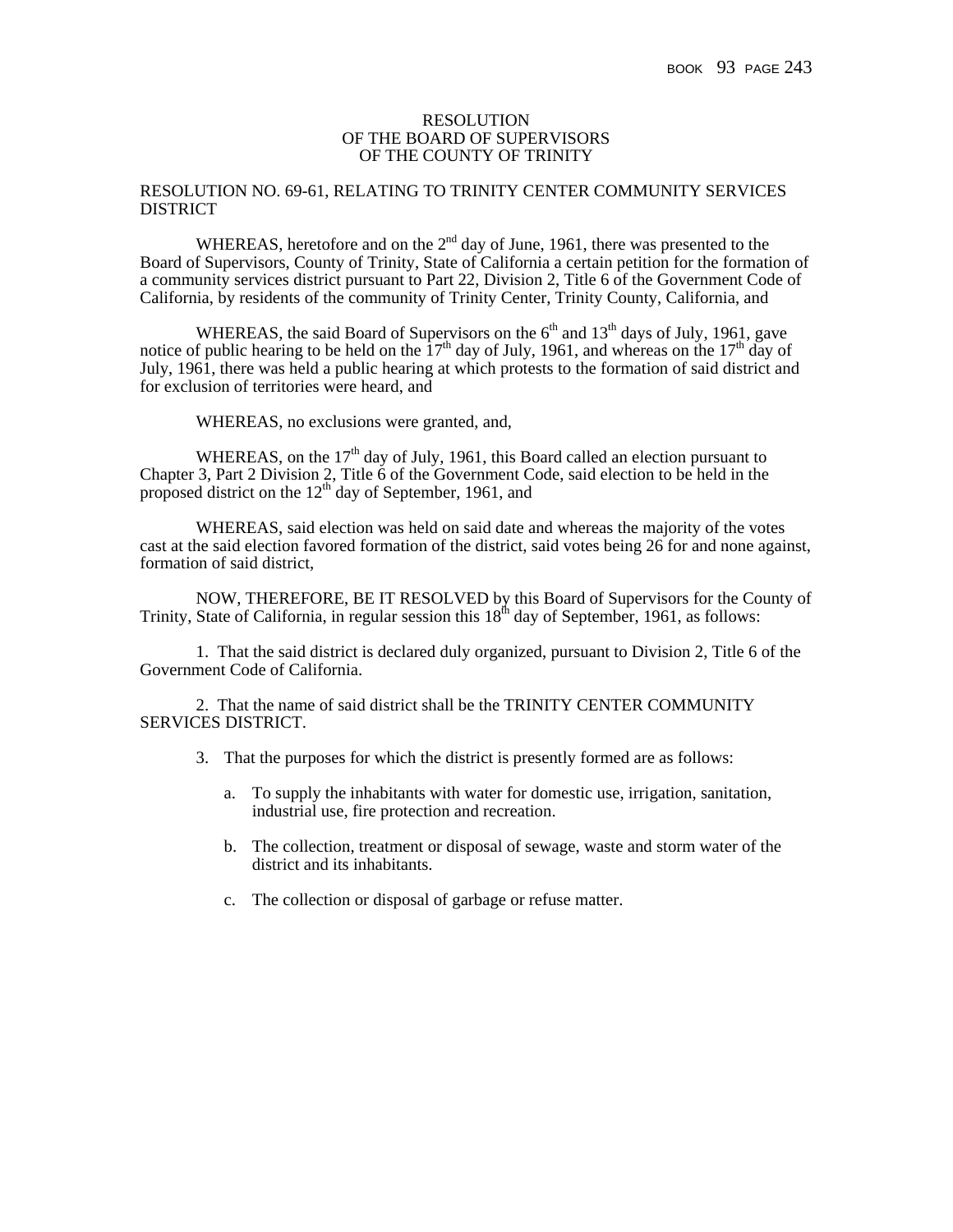RESOLUTION
OF THE BOARD OF SUPERVISORS
OF THE COUNTY OF TRINITY

RESOLUTION NO. 69-61, RELATING TO TRINITY CENTER COMMUNITY SERVICES DISTRICT

WHEREAS, heretofore and on the 2nd day of June, 1961, there was presented to the Board of Supervisors, County of Trinity, State of California a certain petition for the formation of a community services district pursuant to Part 22, Division 2, Title 6 of the Government Code of California, by residents of the community of Trinity Center, Trinity County, California, and

WHEREAS, the said Board of Supervisors on the 6th and 13th days of July, 1961, gave notice of public hearing to be held on the 17th day of July, 1961, and whereas on the 17th day of July, 1961, there was held a public hearing at which protests to the formation of said district and for exclusion of territories were heard, and

WHEREAS, no exclusions were granted, and,

WHEREAS, on the 17th day of July, 1961, this Board called an election pursuant to Chapter 3, Part 2 Division 2, Title 6 of the Government Code, said election to be held in the proposed district on the 12th day of September, 1961, and

WHEREAS, said election was held on said date and whereas the majority of the votes cast at the said election favored formation of the district, said votes being 26 for and none against, formation of said district,

NOW, THEREFORE, BE IT RESOLVED by this Board of Supervisors for the County of Trinity, State of California, in regular session this 18th day of September, 1961, as follows:

1. That the said district is declared duly organized, pursuant to Division 2, Title 6 of the Government Code of California.

2. That the name of said district shall be the TRINITY CENTER COMMUNITY SERVICES DISTRICT.

3. That the purposes for which the district is presently formed are as follows:

   a. To supply the inhabitants with water for domestic use, irrigation, sanitation, industrial use, fire protection and recreation.

   b. The collection, treatment or disposal of sewage, waste and storm water of the district and its inhabitants.

   c. The collection or disposal of garbage or refuse matter.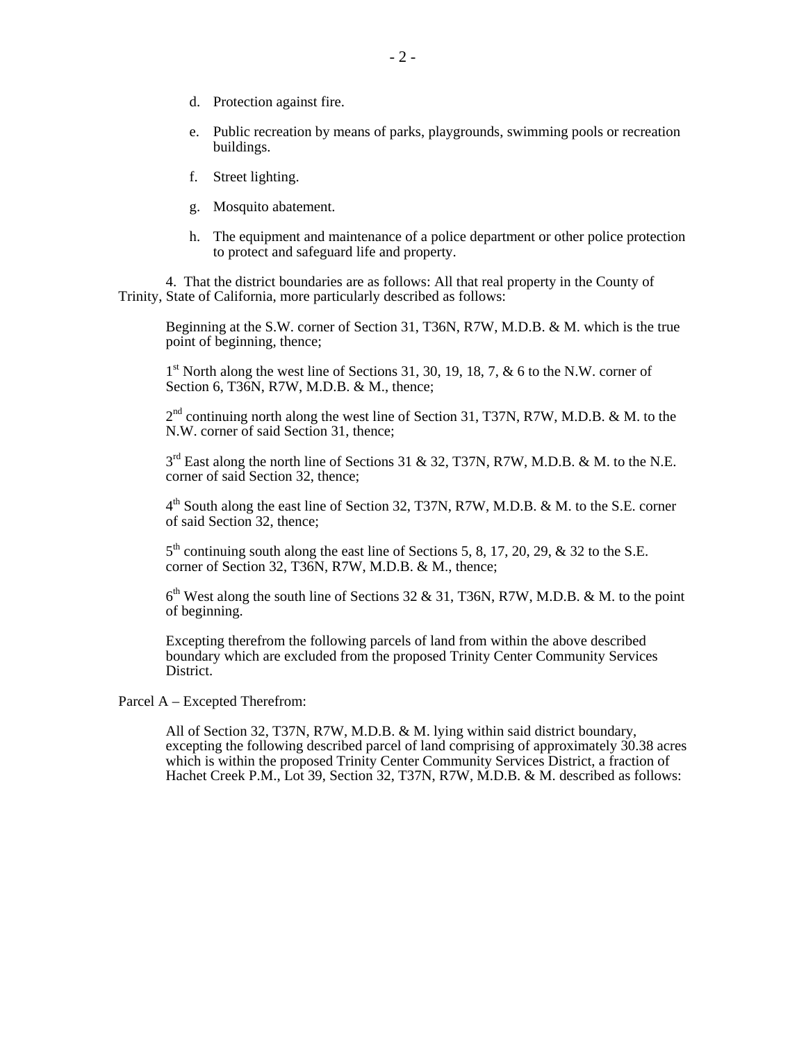d. Protection against fire.

e. Public recreation by means of parks, playgrounds, swimming pools or recreation buildings.

f. Street lighting.

g. Mosquito abatement.

h. The equipment and maintenance of a police department or other police protection to protect and safeguard life and property.

4. That the district boundaries are as follows: All that real property in the County of Trinity, State of California, more particularly described as follows:

Beginning at the S.W. corner of Section 31, T36N, R7W, M.D.B. & M. which is the true point of beginning, thence;

1st North along the west line of Sections 31, 30, 19, 18, 7, & 6 to the N.W. corner of Section 6, T36N, R7W, M.D.B. & M., thence;

2nd continuing north along the west line of Section 31, T37N, R7W, M.D.B. & M. to the N.W. corner of said Section 31, thence;

3rd East along the north line of Sections 31 & 32, T37N, R7W, M.D.B. & M. to the N.E. corner of said Section 32, thence;

4th South along the east line of Section 32, T37N, R7W, M.D.B. & M. to the S.E. corner of said Section 32, thence;

5th continuing south along the east line of Sections 5, 8, 17, 20, 29, & 32 to the S.E. corner of Section 32, T36N, R7W, M.D.B. & M., thence;

6th West along the south line of Sections 32 & 31, T36N, R7W, M.D.B. & M. to the point of beginning.

Excepting therefrom the following parcels of land from within the above described boundary which are excluded from the proposed Trinity Center Community Services District.

Parcel A – Excepted Therefrom:

All of Section 32, T37N, R7W, M.D.B. & M. lying within said district boundary, excepting the following described parcel of land comprising of approximately 30.38 acres which is within the proposed Trinity Center Community Services District, a fraction of Hachet Creek P.M., Lot 39, Section 32, T37N, R7W, M.D.B. & M. described as follows: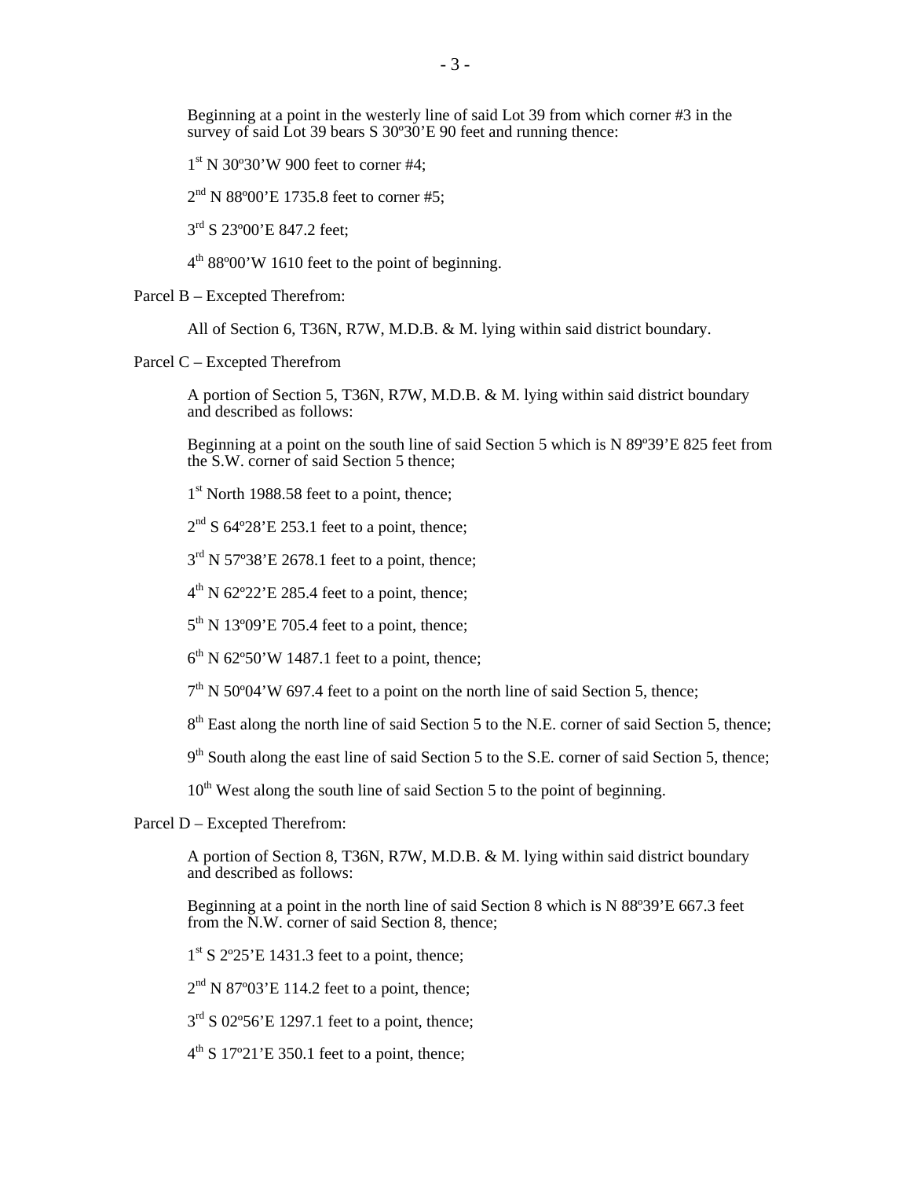Beginning at a point in the westerly line of said Lot 39 from which corner #3 in the survey of said Lot 39 bears S 30º30'E 90 feet and running thence:

1st N 30º30'W 900 feet to corner #4;

2nd N 88º00'E 1735.8 feet to corner #5;

3rd S 23º00'E 847.2 feet;

4th 88º00'W 1610 feet to the point of beginning.

Parcel B – Excepted Therefrom:

All of Section 6, T36N, R7W, M.D.B. & M. lying within said district boundary.

Parcel C – Excepted Therefrom

A portion of Section 5, T36N, R7W, M.D.B. & M. lying within said district boundary and described as follows:

Beginning at a point on the south line of said Section 5 which is N 89º39'E 825 feet from the S.W. corner of said Section 5 thence;

1st North 1988.58 feet to a point, thence;

2nd S 64º28'E 253.1 feet to a point, thence;

3rd N 57º38'E 2678.1 feet to a point, thence;

4th N 62º22'E 285.4 feet to a point, thence;

5th N 13º09'E 705.4 feet to a point, thence;

6th N 62º50'W 1487.1 feet to a point, thence;

7th N 50º04'W 697.4 feet to a point on the north line of said Section 5, thence;

8th East along the north line of said Section 5 to the N.E. corner of said Section 5, thence;

9th South along the east line of said Section 5 to the S.E. corner of said Section 5, thence;

10th West along the south line of said Section 5 to the point of beginning.

Parcel D – Excepted Therefrom:

A portion of Section 8, T36N, R7W, M.D.B. & M. lying within said district boundary and described as follows:

Beginning at a point in the north line of said Section 8 which is N 88º39'E 667.3 feet from the N.W. corner of said Section 8, thence;

1st S 2º25'E 1431.3 feet to a point, thence;

2nd N 87º03'E 114.2 feet to a point, thence;

3rd S 02º56'E 1297.1 feet to a point, thence;

4th S 17º21'E 350.1 feet to a point, thence;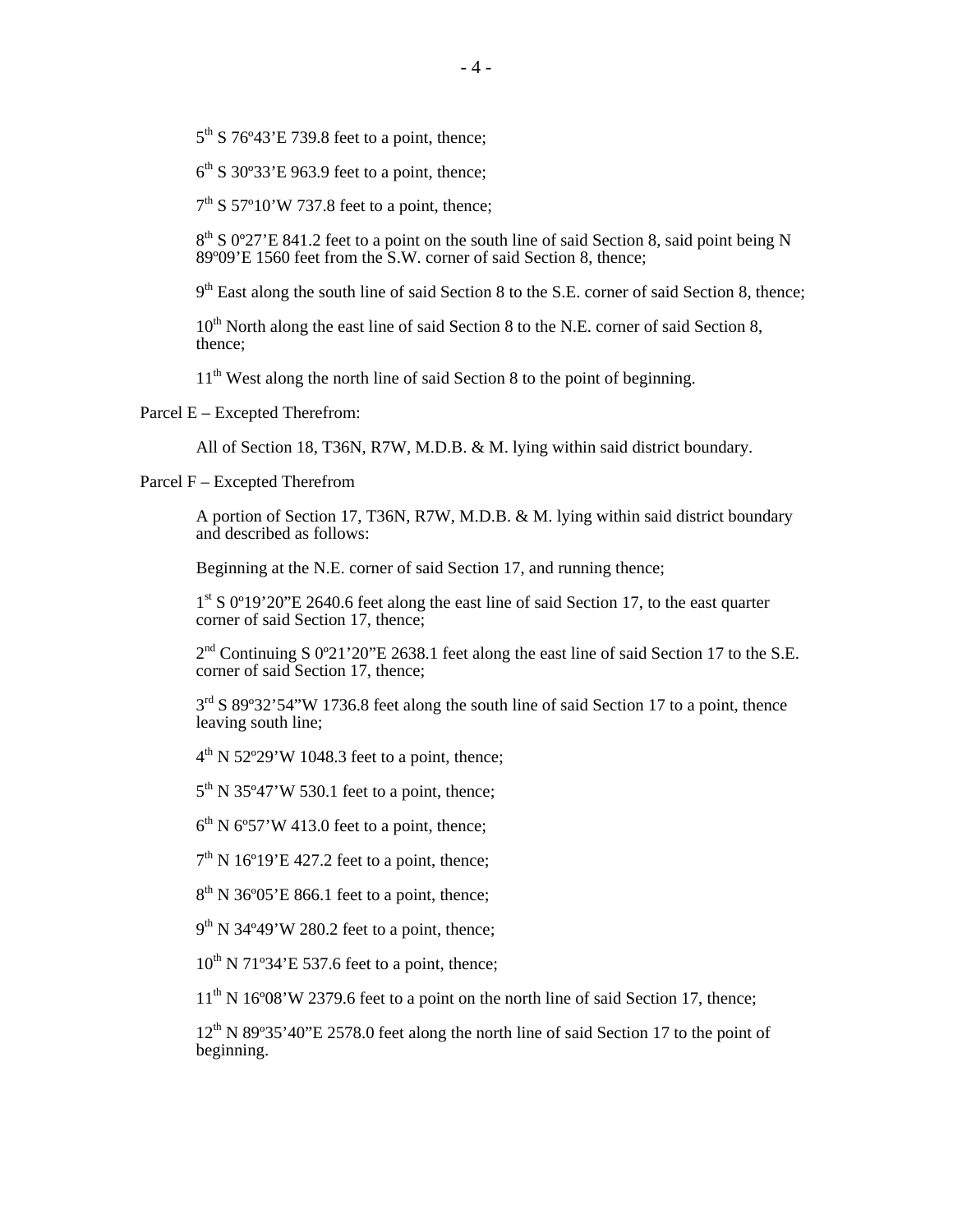5th S 76º43'E 739.8 feet to a point, thence;

6th S 30º33'E 963.9 feet to a point, thence;

7th S 57º10'W 737.8 feet to a point, thence;

8th S 0º27'E 841.2 feet to a point on the south line of said Section 8, said point being N 89º09'E 1560 feet from the S.W. corner of said Section 8, thence;

9th East along the south line of said Section 8 to the S.E. corner of said Section 8, thence;

10th North along the east line of said Section 8 to the N.E. corner of said Section 8, thence;

11th West along the north line of said Section 8 to the point of beginning.

Parcel E – Excepted Therefrom:

All of Section 18, T36N, R7W, M.D.B. & M. lying within said district boundary.

Parcel F – Excepted Therefrom

A portion of Section 17, T36N, R7W, M.D.B. & M. lying within said district boundary and described as follows:

Beginning at the N.E. corner of said Section 17, and running thence;

1st S 0º19'20"E 2640.6 feet along the east line of said Section 17, to the east quarter corner of said Section 17, thence;

2nd Continuing S 0º21'20"E 2638.1 feet along the east line of said Section 17 to the S.E. corner of said Section 17, thence;

3rd S 89º32'54"W 1736.8 feet along the south line of said Section 17 to a point, thence leaving south line;

4th N 52º29'W 1048.3 feet to a point, thence;

5th N 35º47'W 530.1 feet to a point, thence;

6th N 6º57'W 413.0 feet to a point, thence;

7th N 16º19'E 427.2 feet to a point, thence;

8th N 36º05'E 866.1 feet to a point, thence;

9th N 34º49'W 280.2 feet to a point, thence;

10th N 71º34'E 537.6 feet to a point, thence;

11th N 16º08'W 2379.6 feet to a point on the north line of said Section 17, thence;

12th N 89º35'40"E 2578.0 feet along the north line of said Section 17 to the point of beginning.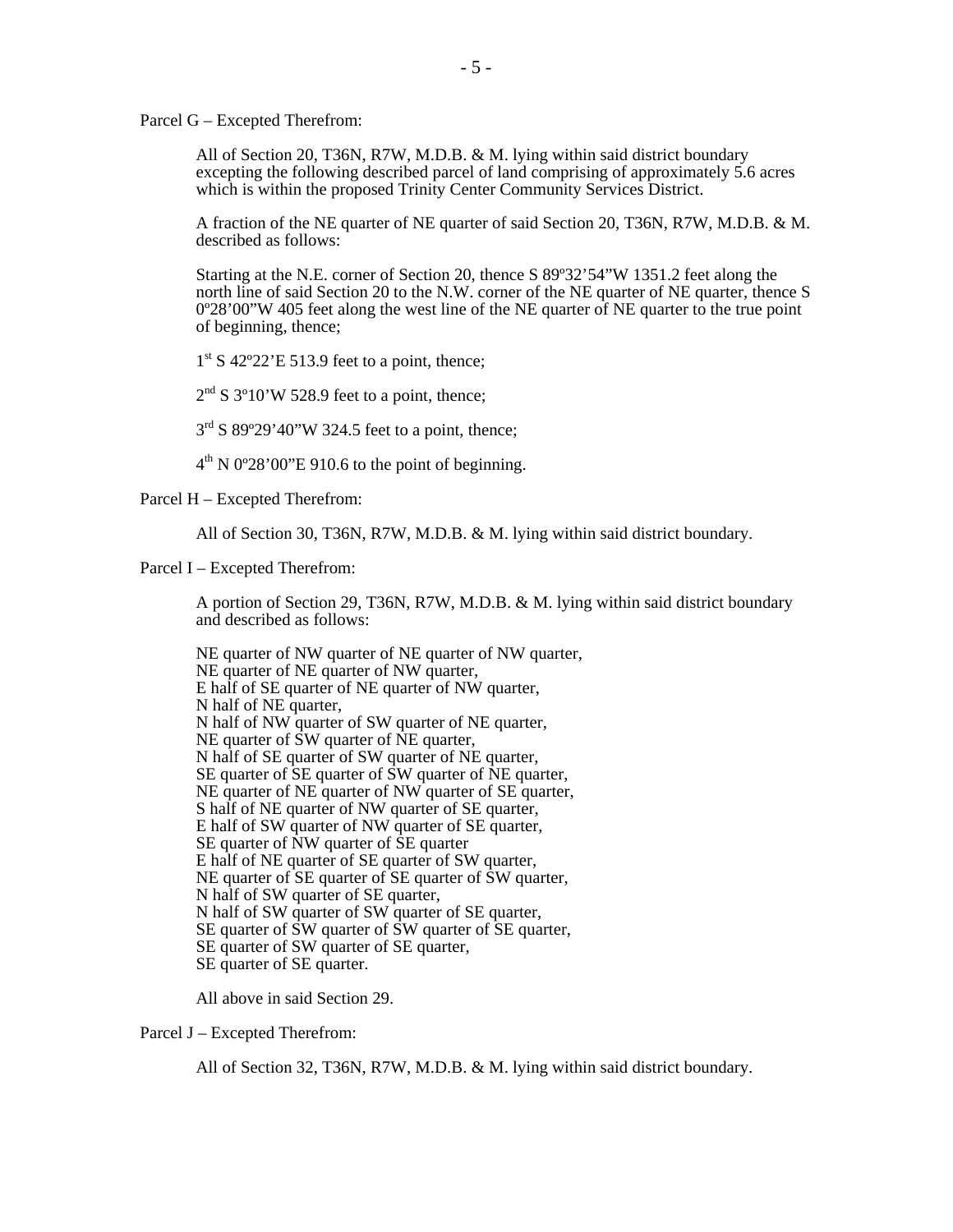Parcel G – Excepted Therefrom:

All of Section 20, T36N, R7W, M.D.B. & M. lying within said district boundary excepting the following described parcel of land comprising of approximately 5.6 acres which is within the proposed Trinity Center Community Services District.

A fraction of the NE quarter of NE quarter of said Section 20, T36N, R7W, M.D.B. & M. described as follows:

Starting at the N.E. corner of Section 20, thence S 89º32'54"W 1351.2 feet along the north line of said Section 20 to the N.W. corner of the NE quarter of NE quarter, thence S 0º28'00"W 405 feet along the west line of the NE quarter of NE quarter to the true point of beginning, thence;

1st S 42º22'E 513.9 feet to a point, thence;

2nd S 3º10'W 528.9 feet to a point, thence;

3rd S 89º29'40"W 324.5 feet to a point, thence;

4th N 0º28'00"E 910.6 to the point of beginning.

Parcel H – Excepted Therefrom:

All of Section 30, T36N, R7W, M.D.B. & M. lying within said district boundary.

Parcel I – Excepted Therefrom:

A portion of Section 29, T36N, R7W, M.D.B. & M. lying within said district boundary and described as follows:

NE quarter of NW quarter of NE quarter of NW quarter,
NE quarter of NE quarter of NW quarter,
E half of SE quarter of NE quarter of NW quarter,
N half of NE quarter,
N half of NW quarter of SW quarter of NE quarter,
NE quarter of SW quarter of NE quarter,
N half of SE quarter of SW quarter of NE quarter,
SE quarter of SE quarter of SW quarter of NE quarter,
NE quarter of NE quarter of NW quarter of SE quarter,
S half of NE quarter of NW quarter of SE quarter,
E half of SW quarter of NW quarter of SE quarter,
SE quarter of NW quarter of SE quarter
E half of NE quarter of SE quarter of SW quarter,
NE quarter of SE quarter of SE quarter of SW quarter,
N half of SW quarter of SE quarter,
N half of SW quarter of SW quarter of SE quarter,
SE quarter of SW quarter of SW quarter of SE quarter,
SE quarter of SW quarter of SE quarter,
SE quarter of SE quarter.

All above in said Section 29.

Parcel J – Excepted Therefrom:

All of Section 32, T36N, R7W, M.D.B. & M. lying within said district boundary.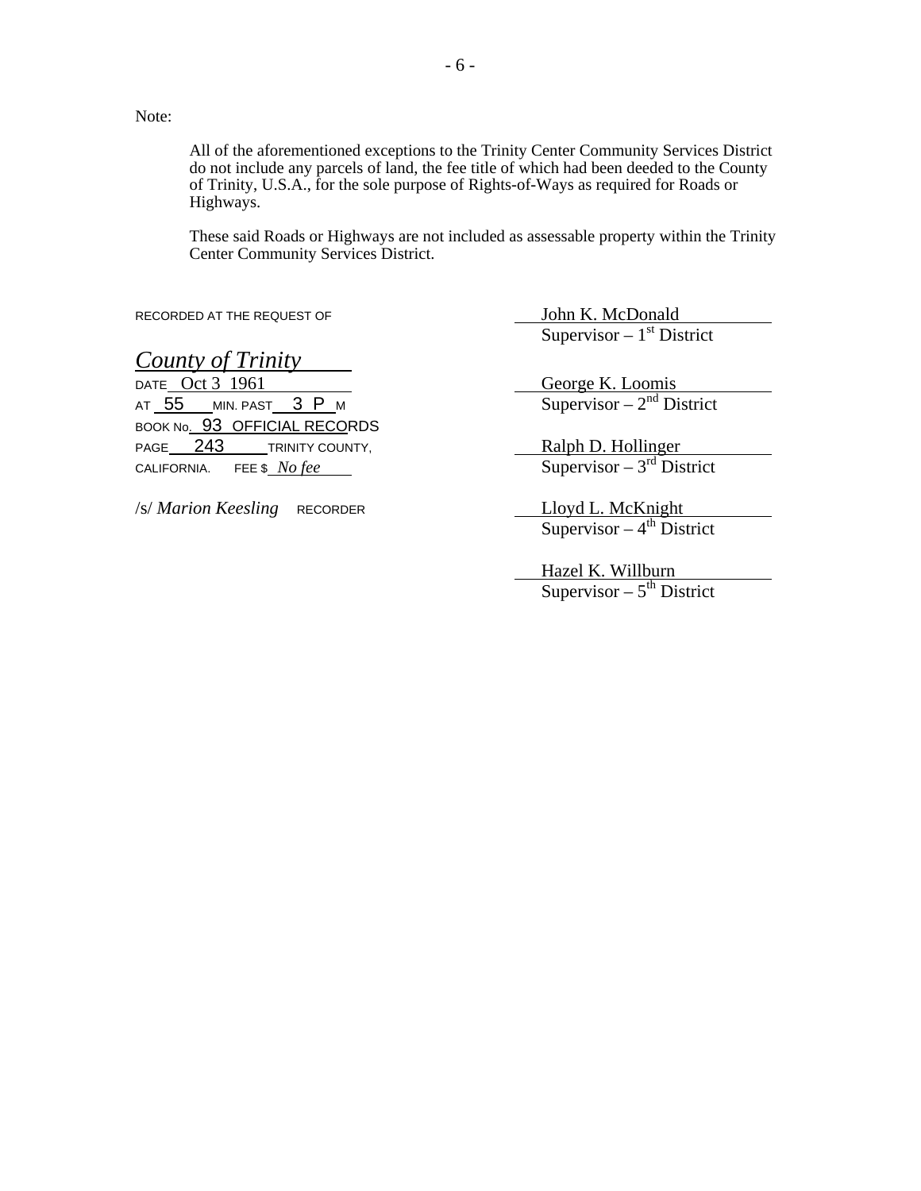Note:

All of the aforementioned exceptions to the Trinity Center Community Services District do not include any parcels of land, the fee title of which had been deeded to the County of Trinity, U.S.A., for the sole purpose of Rights-of-Ways as required for Roads or Highways.

These said Roads or Highways are not included as assessable property within the Trinity Center Community Services District.

RECORDED AT THE REQUEST OF

*County of Trinity*

DATE Oct 3 1961

AT 55 MIN. PAST 3 P M

BOOK No. 93 OFFICIAL RECORDS

PAGE 243 TRINITY COUNTY,

CALIFORNIA. FEE $ *No fee*

/s/ *Marion Keesling* RECORDER

John K. McDonald
Supervisor – 1st District

George K. Loomis
Supervisor – 2nd District

Ralph D. Hollinger
Supervisor – 3rd District

Lloyd L. McKnight
Supervisor – 4th District

Hazel K. Willburn
Supervisor – 5th District